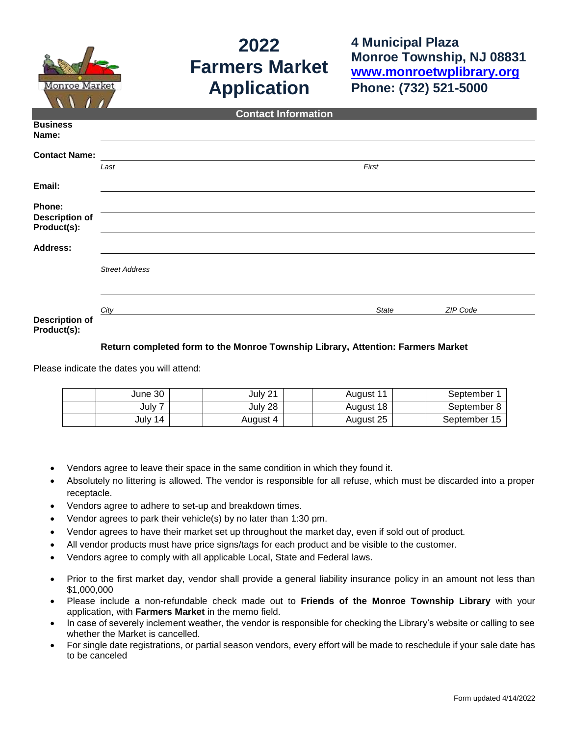Monroe Market

# 2022 Farmers Market Application

**4 Municipal Plaza**
**Monroe Township, NJ 08831**
**[www.monroetwplibrary.org](http://www.monroetwplibrary.org)**
**Phone: (732) 521-5000**

## Contact Information

**Business Name:** ______________________________

**Contact Name:** ______________________________
*Last* *First*

**Email:** ______________________________

**Phone:** ______________________________

**Description of Product(s):** ______________________________

**Address:** ______________________________
*Street Address*

______________________________
*City* *State* *ZIP Code*

**Description of Product(s):**

**Return completed form to the Monroe Township Library, Attention: Farmers Market**

Please indicate the dates you will attend:

| | | | | | | | |
|---|---|---|---|---|---|---|---|
| | June 30 | | July 21 | | August 11 | | September 1 |
| | July 7 | | July 28 | | August 18 | | September 8 |
| | July 14 | | August 4 | | August 25 | | September 15 |

- Vendors agree to leave their space in the same condition in which they found it.
- Absolutely no littering is allowed. The vendor is responsible for all refuse, which must be discarded into a proper receptacle.
- Vendors agree to adhere to set-up and breakdown times.
- Vendor agrees to park their vehicle(s) by no later than 1:30 pm.
- Vendor agrees to have their market set up throughout the market day, even if sold out of product.
- All vendor products must have price signs/tags for each product and be visible to the customer.
- Vendors agree to comply with all applicable Local, State and Federal laws.

- Prior to the first market day, vendor shall provide a general liability insurance policy in an amount not less than $1,000,000
- Please include a non-refundable check made out to **Friends of the Monroe Township Library** with your application, with **Farmers Market** in the memo field.
- In case of severely inclement weather, the vendor is responsible for checking the Library's website or calling to see whether the Market is cancelled.
- For single date registrations, or partial season vendors, every effort will be made to reschedule if your sale date has to be canceled

Form updated 4/14/2022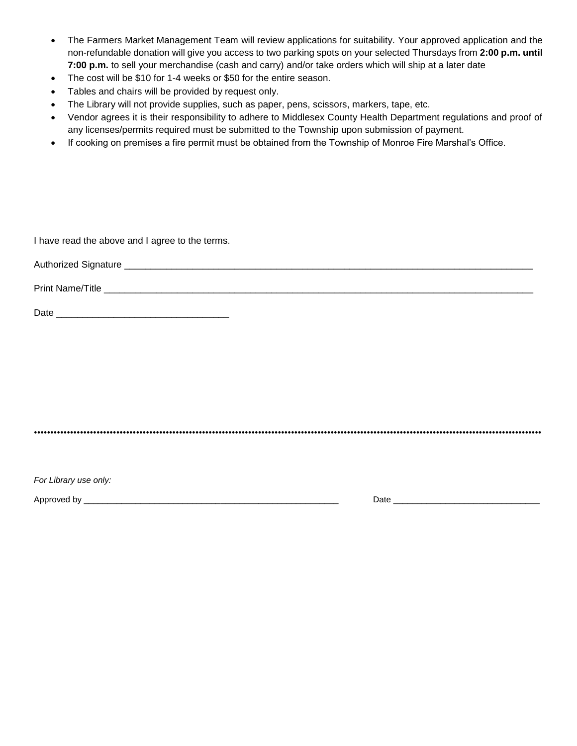- The Farmers Market Management Team will review applications for suitability. Your approved application and the non-refundable donation will give you access to two parking spots on your selected Thursdays from **2:00 p.m. until 7:00 p.m.** to sell your merchandise (cash and carry) and/or take orders which will ship at a later date
- The cost will be $10 for 1-4 weeks or $50 for the entire season.
- Tables and chairs will be provided by request only.
- The Library will not provide supplies, such as paper, pens, scissors, markers, tape, etc.
- Vendor agrees it is their responsibility to adhere to Middlesex County Health Department regulations and proof of any licenses/permits required must be submitted to the Township upon submission of payment.
- If cooking on premises a fire permit must be obtained from the Township of Monroe Fire Marshal's Office.

I have read the above and I agree to the terms.

Authorized Signature ______________________________________________________________________________

Print Name/Title _________________________________________________________________________________

Date ________________________________

..............................................................................................................................................................

*For Library use only:*

Approved by ______________________________________________________ Date _____________________________